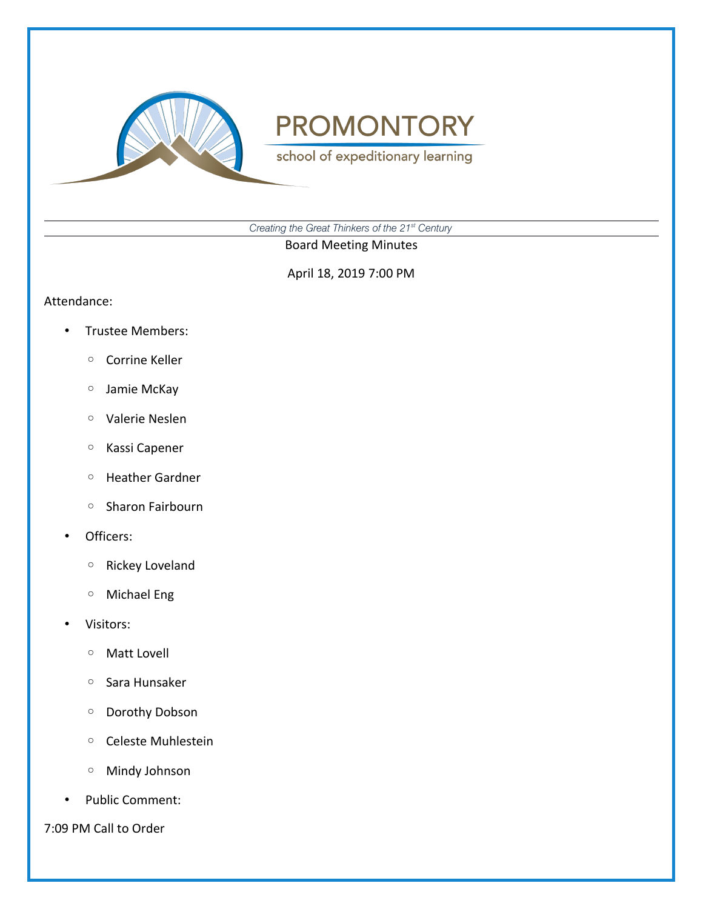# PROMONTORY

school of expeditionary learning

*Creating the Great Thinkers of the 21st Century*

Board Meeting Minutes

April 18, 2019 7:00 PM

Attendance:

- Trustee Members:
  - Corrine Keller
  - Jamie McKay
  - Valerie Neslen
  - Kassi Capener
  - Heather Gardner
  - Sharon Fairbourn
- Officers:
  - Rickey Loveland
  - Michael Eng
- Visitors:
  - Matt Lovell
  - Sara Hunsaker
  - Dorothy Dobson
  - Celeste Muhlestein
  - Mindy Johnson
- Public Comment:

7:09 PM Call to Order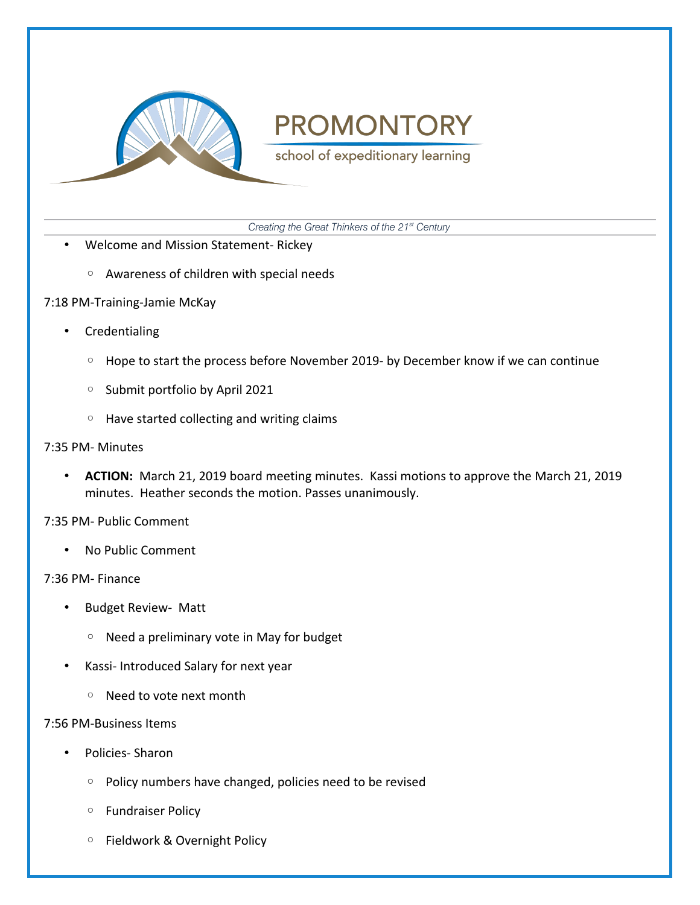- Welcome and Mission Statement- Rickey
  - Awareness of children with special needs

7:18 PM-Training-Jamie McKay

- Credentialing
  - Hope to start the process before November 2019- by December know if we can continue
  - Submit portfolio by April 2021
  - Have started collecting and writing claims

7:35 PM- Minutes

- **ACTION:** March 21, 2019 board meeting minutes. Kassi motions to approve the March 21, 2019 minutes. Heather seconds the motion. Passes unanimously.

7:35 PM- Public Comment

- No Public Comment

7:36 PM- Finance

- Budget Review- Matt
  - Need a preliminary vote in May for budget
- Kassi- Introduced Salary for next year
  - Need to vote next month

7:56 PM-Business Items

- Policies- Sharon
  - Policy numbers have changed, policies need to be revised
  - Fundraiser Policy
  - Fieldwork & Overnight Policy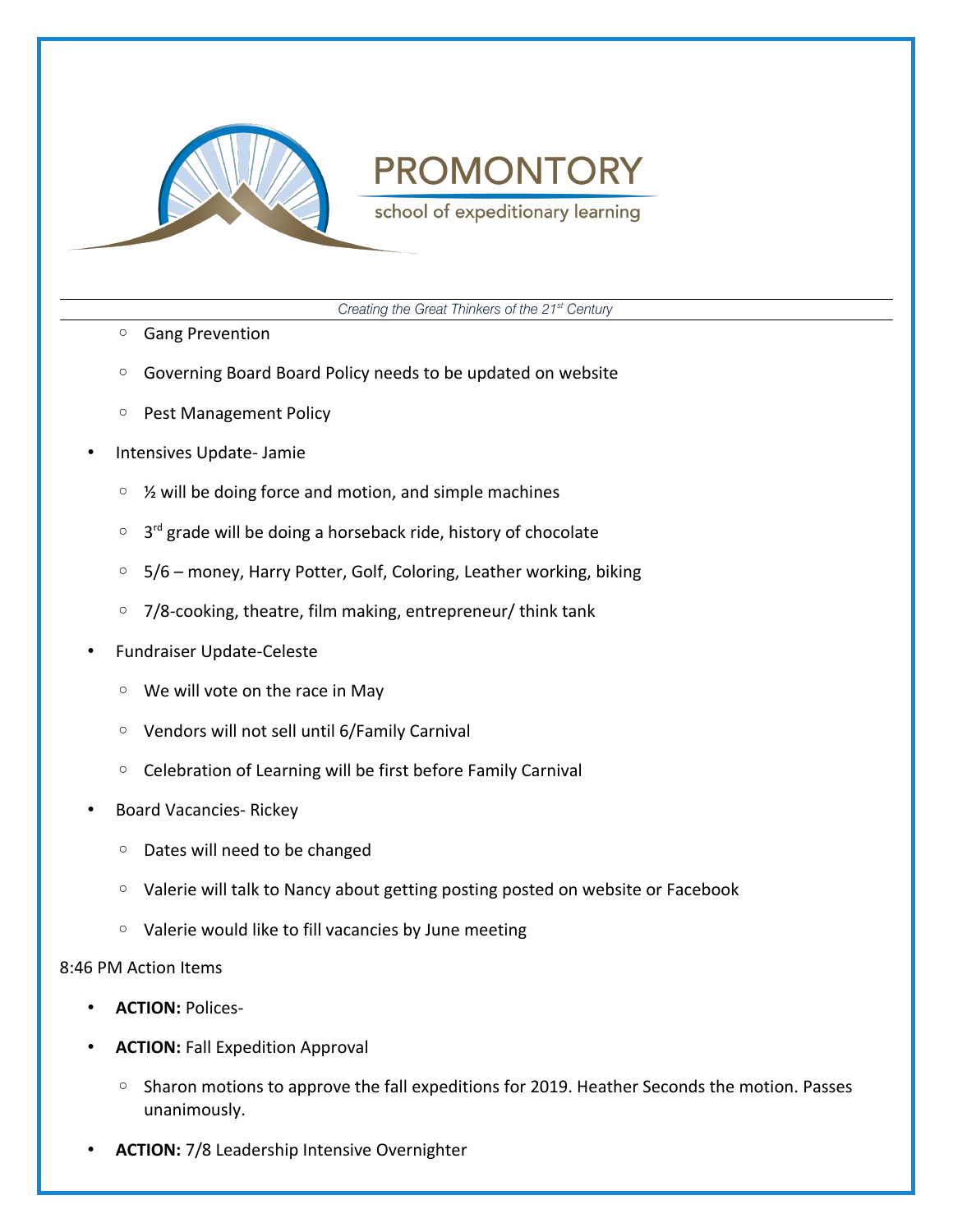- Gang Prevention
- Governing Board Board Policy needs to be updated on website
- Pest Management Policy

- Intensives Update- Jamie
  - ½ will be doing force and motion, and simple machines
  - 3rd grade will be doing a horseback ride, history of chocolate
  - 5/6 – money, Harry Potter, Golf, Coloring, Leather working, biking
  - 7/8-cooking, theatre, film making, entrepreneur/ think tank
- Fundraiser Update-Celeste
  - We will vote on the race in May
  - Vendors will not sell until 6/Family Carnival
  - Celebration of Learning will be first before Family Carnival
- Board Vacancies- Rickey
  - Dates will need to be changed
  - Valerie will talk to Nancy about getting posting posted on website or Facebook
  - Valerie would like to fill vacancies by June meeting

8:46 PM Action Items

- **ACTION:** Polices-
- **ACTION:** Fall Expedition Approval
  - Sharon motions to approve the fall expeditions for 2019. Heather Seconds the motion. Passes unanimously.
- **ACTION:** 7/8 Leadership Intensive Overnighter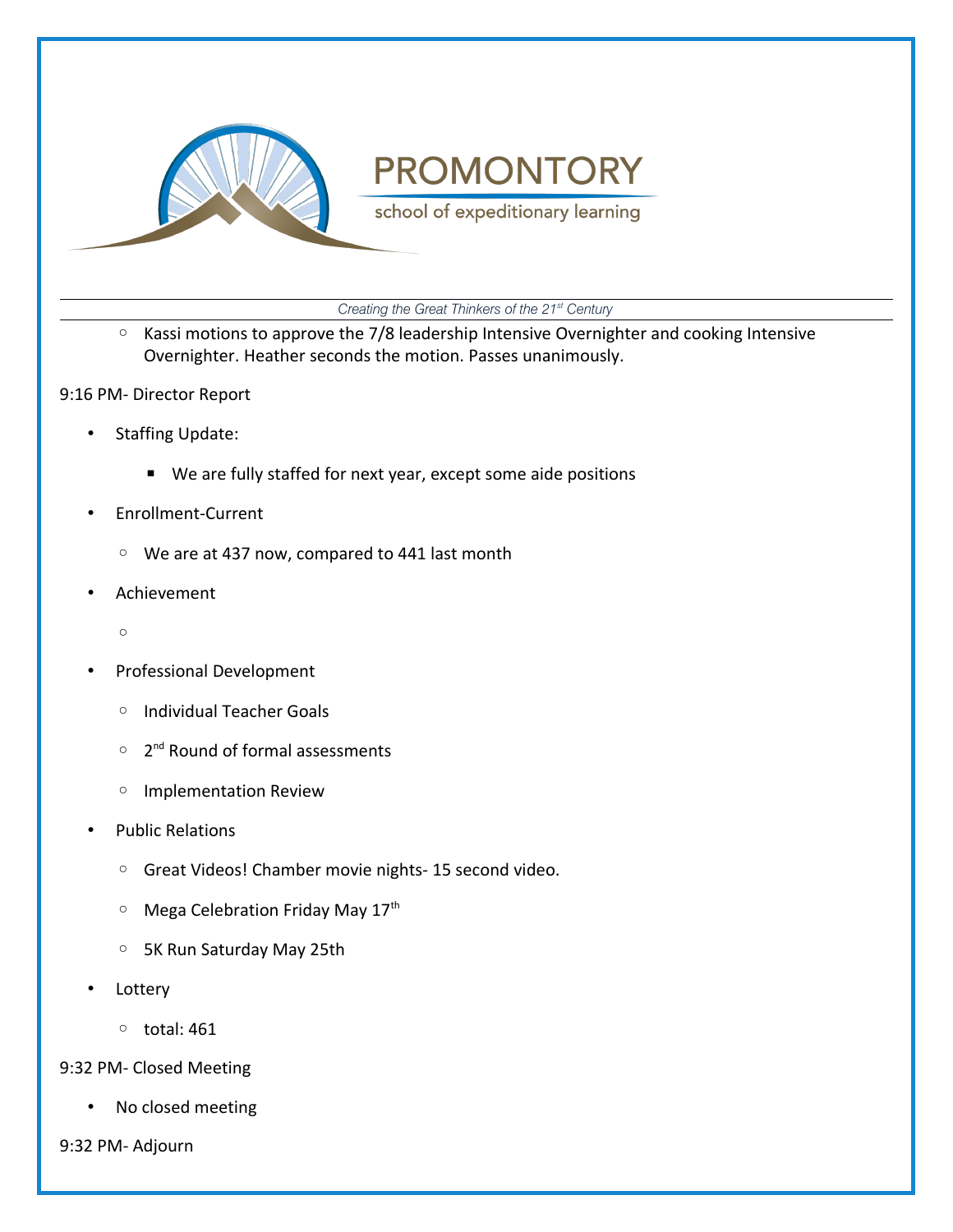- Kassi motions to approve the 7/8 leadership Intensive Overnighter and cooking Intensive Overnighter. Heather seconds the motion. Passes unanimously.

9:16 PM- Director Report

- Staffing Update:
    - We are fully staffed for next year, except some aide positions
- Enrollment-Current
    - We are at 437 now, compared to 441 last month
- Achievement
    - 
- Professional Development
    - Individual Teacher Goals
    - 2nd Round of formal assessments
    - Implementation Review
- Public Relations
    - Great Videos! Chamber movie nights- 15 second video.
    - Mega Celebration Friday May 17th
    - 5K Run Saturday May 25th
- Lottery
    - total: 461

9:32 PM- Closed Meeting

- No closed meeting

9:32 PM- Adjourn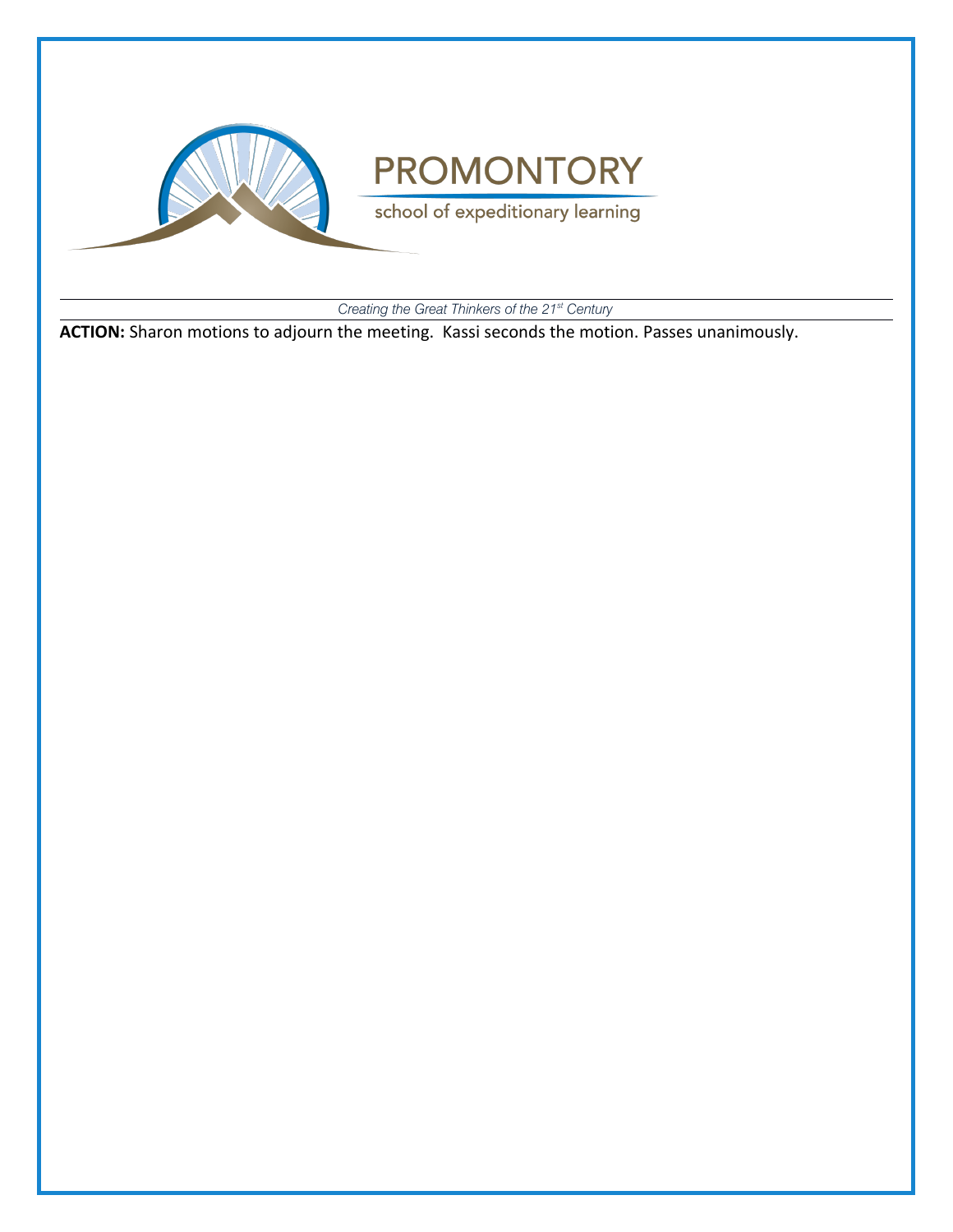**ACTION:** Sharon motions to adjourn the meeting. Kassi seconds the motion. Passes unanimously.